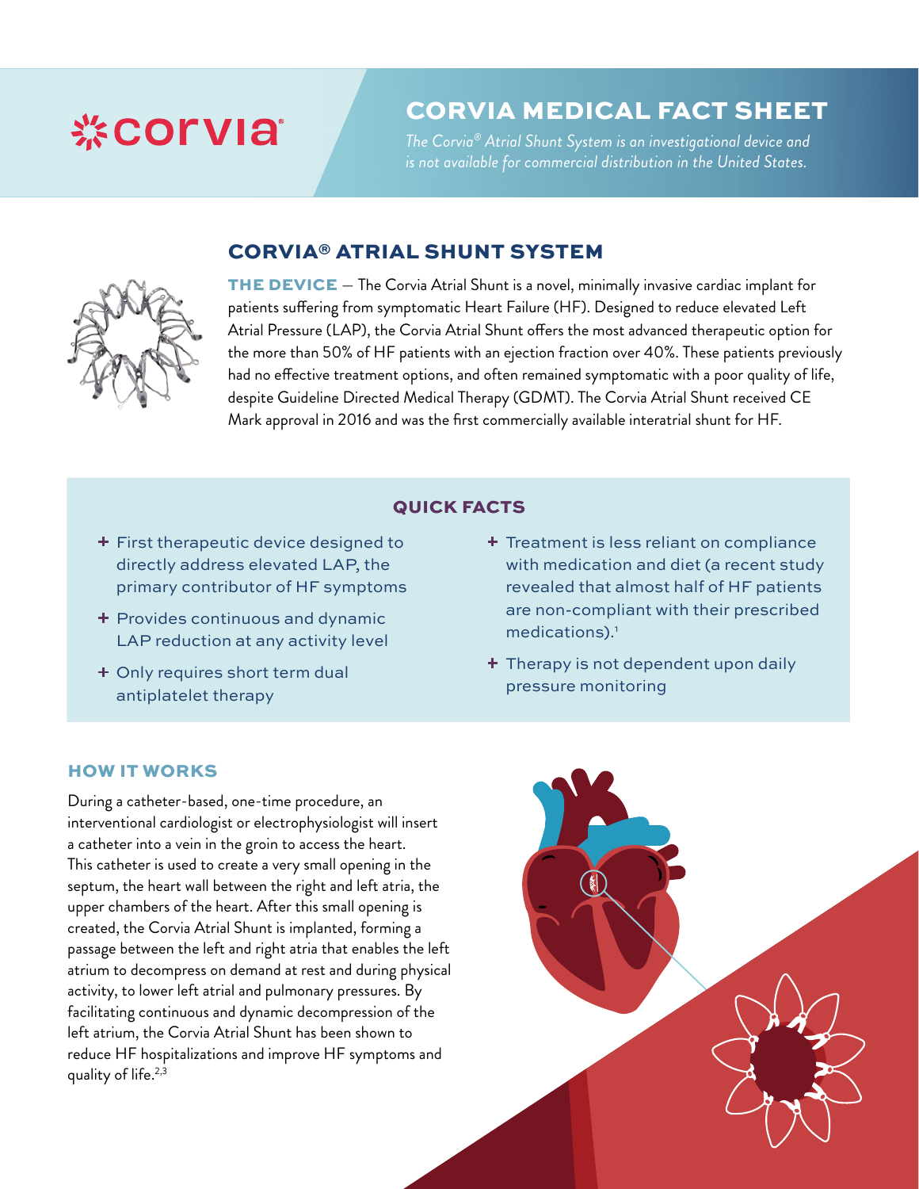# CORVIA MEDICAL FACT SHEET

*The Corvia® Atrial Shunt System is an investigational device and is not available for commercial distribution in the United States.*

## CORVIA® ATRIAL SHUNT SYSTEM

**THE DEVICE** – The Corvia Atrial Shunt is a novel, minimally invasive cardiac implant for patients suffering from symptomatic Heart Failure (HF). Designed to reduce elevated Left Atrial Pressure (LAP), the Corvia Atrial Shunt offers the most advanced therapeutic option for the more than 50% of HF patients with an ejection fraction over 40%. These patients previously had no effective treatment options, and often remained symptomatic with a poor quality of life, despite Guideline Directed Medical Therapy (GDMT). The Corvia Atrial Shunt received CE Mark approval in 2016 and was the first commercially available interatrial shunt for HF.

### QUICK FACTS

- First therapeutic device designed to directly address elevated LAP, the primary contributor of HF symptoms
- Provides continuous and dynamic LAP reduction at any activity level
- Only requires short term dual antiplatelet therapy
- Treatment is less reliant on compliance with medication and diet (a recent study revealed that almost half of HF patients are non-compliant with their prescribed medications).[1]
- Therapy is not dependent upon daily pressure monitoring

### HOW IT WORKS

During a catheter-based, one-time procedure, an interventional cardiologist or electrophysiologist will insert a catheter into a vein in the groin to access the heart. This catheter is used to create a very small opening in the septum, the heart wall between the right and left atria, the upper chambers of the heart. After this small opening is created, the Corvia Atrial Shunt is implanted, forming a passage between the left and right atria that enables the left atrium to decompress on demand at rest and during physical activity, to lower left atrial and pulmonary pressures. By facilitating continuous and dynamic decompression of the left atrium, the Corvia Atrial Shunt has been shown to reduce HF hospitalizations and improve HF symptoms and quality of life.[2,3]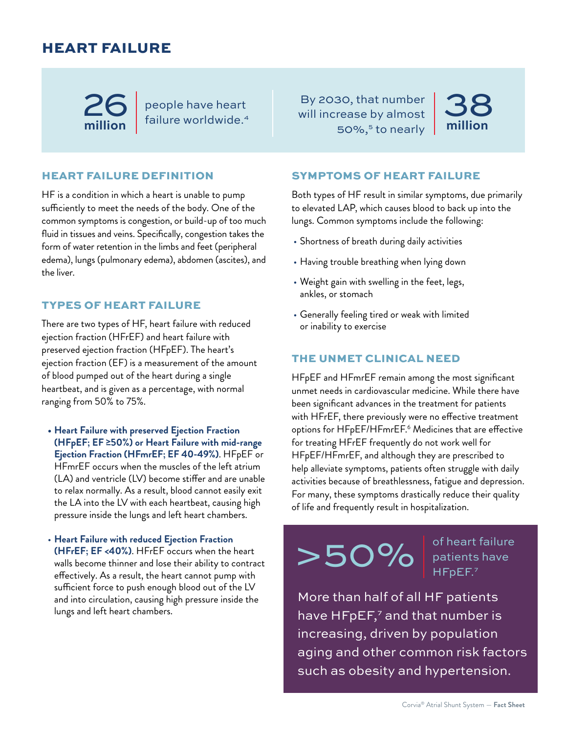# HEART FAILURE

**26 million** people have heart failure worldwide.[4]

By 2030, that number will increase by almost 50%,[5] to nearly **38 million**

## HEART FAILURE DEFINITION

HF is a condition in which a heart is unable to pump sufficiently to meet the needs of the body. One of the common symptoms is congestion, or build-up of too much fluid in tissues and veins. Specifically, congestion takes the form of water retention in the limbs and feet (peripheral edema), lungs (pulmonary edema), abdomen (ascites), and the liver.

## TYPES OF HEART FAILURE

There are two types of HF, heart failure with reduced ejection fraction (HFrEF) and heart failure with preserved ejection fraction (HFpEF). The heart's ejection fraction (EF) is a measurement of the amount of blood pumped out of the heart during a single heartbeat, and is given as a percentage, with normal ranging from 50% to 75%.

- **Heart Failure with preserved Ejection Fraction (HFpEF; EF ≥50%) or Heart Failure with mid-range Ejection Fraction (HFmrEF; EF 40-49%)**. HFpEF or HFmrEF occurs when the muscles of the left atrium (LA) and ventricle (LV) become stiffer and are unable to relax normally. As a result, blood cannot easily exit the LA into the LV with each heartbeat, causing high pressure inside the lungs and left heart chambers.
- **Heart Failure with reduced Ejection Fraction (HFrEF; EF <40%)**. HFrEF occurs when the heart walls become thinner and lose their ability to contract effectively. As a result, the heart cannot pump with sufficient force to push enough blood out of the LV and into circulation, causing high pressure inside the lungs and left heart chambers.

## SYMPTOMS OF HEART FAILURE

Both types of HF result in similar symptoms, due primarily to elevated LAP, which causes blood to back up into the lungs. Common symptoms include the following:

- Shortness of breath during daily activities
- Having trouble breathing when lying down
- Weight gain with swelling in the feet, legs, ankles, or stomach
- Generally feeling tired or weak with limited or inability to exercise

## THE UNMET CLINICAL NEED

HFpEF and HFmrEF remain among the most significant unmet needs in cardiovascular medicine. While there have been significant advances in the treatment for patients with HFrEF, there previously were no effective treatment options for HFpEF/HFmrEF.[6] Medicines that are effective for treating HFrEF frequently do not work well for HFpEF/HFmrEF, and although they are prescribed to help alleviate symptoms, patients often struggle with daily activities because of breathlessness, fatigue and depression. For many, these symptoms drastically reduce their quality of life and frequently result in hospitalization.

**>50%** of heart failure patients have HFpEF.[7]

More than half of all HF patients have HFpEF,[7] and that number is increasing, driven by population aging and other common risk factors such as obesity and hypertension.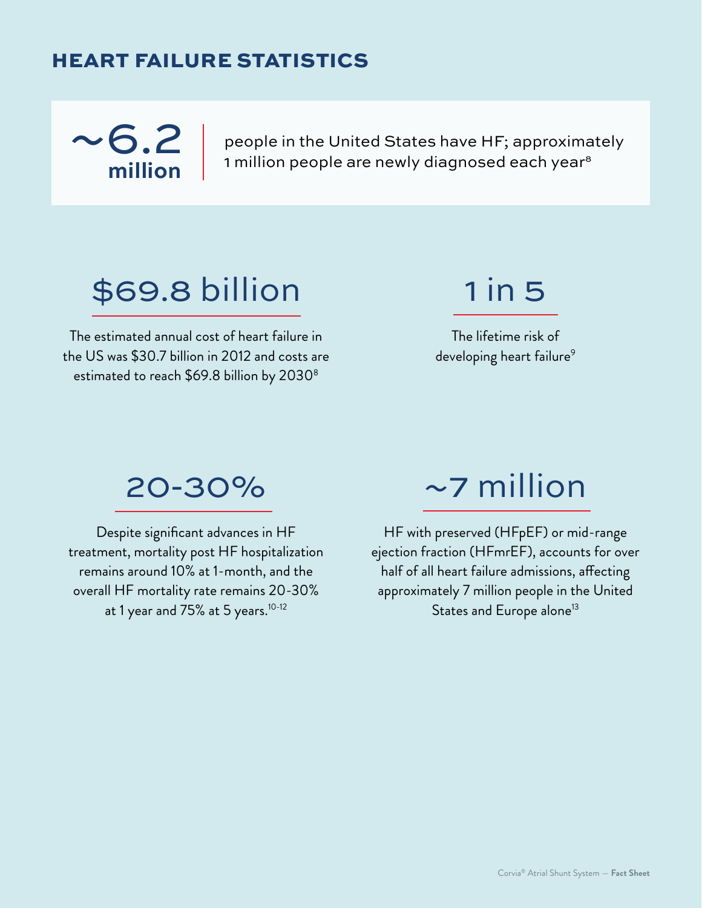## HEART FAILURE STATISTICS

**~6.2 million**

people in the United States have HF; approximately 1 million people are newly diagnosed each year[8]

**$69.8 billion**

The estimated annual cost of heart failure in the US was $30.7 billion in 2012 and costs are estimated to reach $69.8 billion by 2030[8]

**1 in 5**

The lifetime risk of developing heart failure[9]

**20-30%**

Despite significant advances in HF treatment, mortality post HF hospitalization remains around 10% at 1-month, and the overall HF mortality rate remains 20-30% at 1 year and 75% at 5 years.[10-12]

**~7 million**

HF with preserved (HFpEF) or mid-range ejection fraction (HFmrEF), accounts for over half of all heart failure admissions, affecting approximately 7 million people in the United States and Europe alone[13]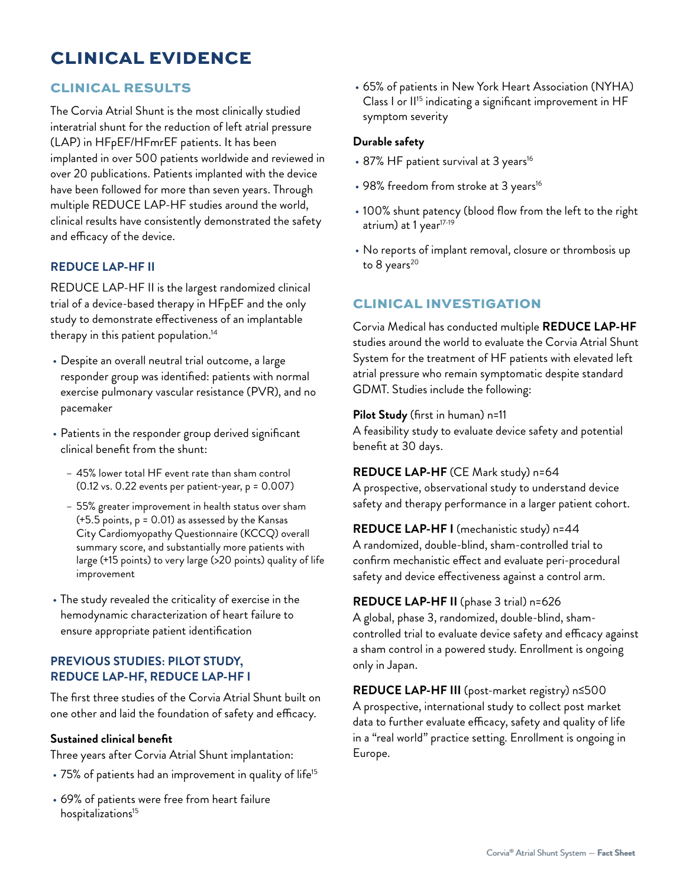# CLINICAL EVIDENCE

## CLINICAL RESULTS

The Corvia Atrial Shunt is the most clinically studied interatrial shunt for the reduction of left atrial pressure (LAP) in HFpEF/HFmrEF patients. It has been implanted in over 500 patients worldwide and reviewed in over 20 publications. Patients implanted with the device have been followed for more than seven years. Through multiple REDUCE LAP-HF studies around the world, clinical results have consistently demonstrated the safety and efficacy of the device.

### REDUCE LAP-HF II

REDUCE LAP-HF II is the largest randomized clinical trial of a device-based therapy in HFpEF and the only study to demonstrate effectiveness of an implantable therapy in this patient population.[14]

- Despite an overall neutral trial outcome, a large responder group was identified: patients with normal exercise pulmonary vascular resistance (PVR), and no pacemaker
- Patients in the responder group derived significant clinical benefit from the shunt:
  - 45% lower total HF event rate than sham control (0.12 vs. 0.22 events per patient-year, $p = 0.007$)
  - 55% greater improvement in health status over sham (+5.5 points, $p = 0.01$) as assessed by the Kansas City Cardiomyopathy Questionnaire (KCCQ) overall summary score, and substantially more patients with large (+15 points) to very large (>20 points) quality of life improvement
- The study revealed the criticality of exercise in the hemodynamic characterization of heart failure to ensure appropriate patient identification

### PREVIOUS STUDIES: PILOT STUDY, REDUCE LAP-HF, REDUCE LAP-HF I

The first three studies of the Corvia Atrial Shunt built on one other and laid the foundation of safety and efficacy.

**Sustained clinical benefit**

Three years after Corvia Atrial Shunt implantation:

- 75% of patients had an improvement in quality of life[15]
- 69% of patients were free from heart failure hospitalizations[15]
- 65% of patients in New York Heart Association (NYHA) Class I or II[15] indicating a significant improvement in HF symptom severity

**Durable safety**

- 87% HF patient survival at 3 years[16]
- 98% freedom from stroke at 3 years[16]
- 100% shunt patency (blood flow from the left to the right atrium) at 1 year[17-19]
- No reports of implant removal, closure or thrombosis up to 8 years[20]

## CLINICAL INVESTIGATION

Corvia Medical has conducted multiple **REDUCE LAP-HF** studies around the world to evaluate the Corvia Atrial Shunt System for the treatment of HF patients with elevated left atrial pressure who remain symptomatic despite standard GDMT. Studies include the following:

**Pilot Study** (first in human) n=11
A feasibility study to evaluate device safety and potential benefit at 30 days.

**REDUCE LAP-HF** (CE Mark study) n=64
A prospective, observational study to understand device safety and therapy performance in a larger patient cohort.

**REDUCE LAP-HF I** (mechanistic study) n=44
A randomized, double-blind, sham-controlled trial to confirm mechanistic effect and evaluate peri-procedural safety and device effectiveness against a control arm.

**REDUCE LAP-HF II** (phase 3 trial) n=626
A global, phase 3, randomized, double-blind, sham-controlled trial to evaluate device safety and efficacy against a sham control in a powered study. Enrollment is ongoing only in Japan.

**REDUCE LAP-HF III** (post-market registry) n≤500
A prospective, international study to collect post market data to further evaluate efficacy, safety and quality of life in a "real world" practice setting. Enrollment is ongoing in Europe.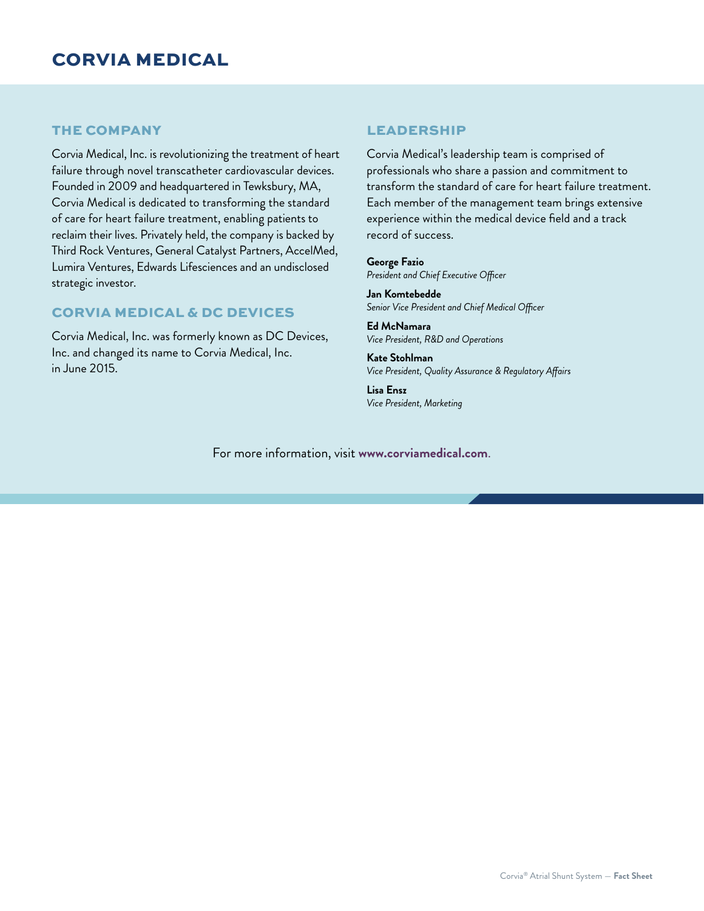# CORVIA MEDICAL

## THE COMPANY

Corvia Medical, Inc. is revolutionizing the treatment of heart failure through novel transcatheter cardiovascular devices. Founded in 2009 and headquartered in Tewksbury, MA, Corvia Medical is dedicated to transforming the standard of care for heart failure treatment, enabling patients to reclaim their lives. Privately held, the company is backed by Third Rock Ventures, General Catalyst Partners, AccelMed, Lumira Ventures, Edwards Lifesciences and an undisclosed strategic investor.

## CORVIA MEDICAL & DC DEVICES

Corvia Medical, Inc. was formerly known as DC Devices, Inc. and changed its name to Corvia Medical, Inc. in June 2015.

## LEADERSHIP

Corvia Medical's leadership team is comprised of professionals who share a passion and commitment to transform the standard of care for heart failure treatment. Each member of the management team brings extensive experience within the medical device field and a track record of success.

**George Fazio**
*President and Chief Executive Officer*

**Jan Komtebedde**
*Senior Vice President and Chief Medical Officer*

**Ed McNamara**
*Vice President, R&D and Operations*

**Kate Stohlman**
*Vice President, Quality Assurance & Regulatory Affairs*

**Lisa Ensz**
*Vice President, Marketing*

For more information, visit **www.corviamedical.com**.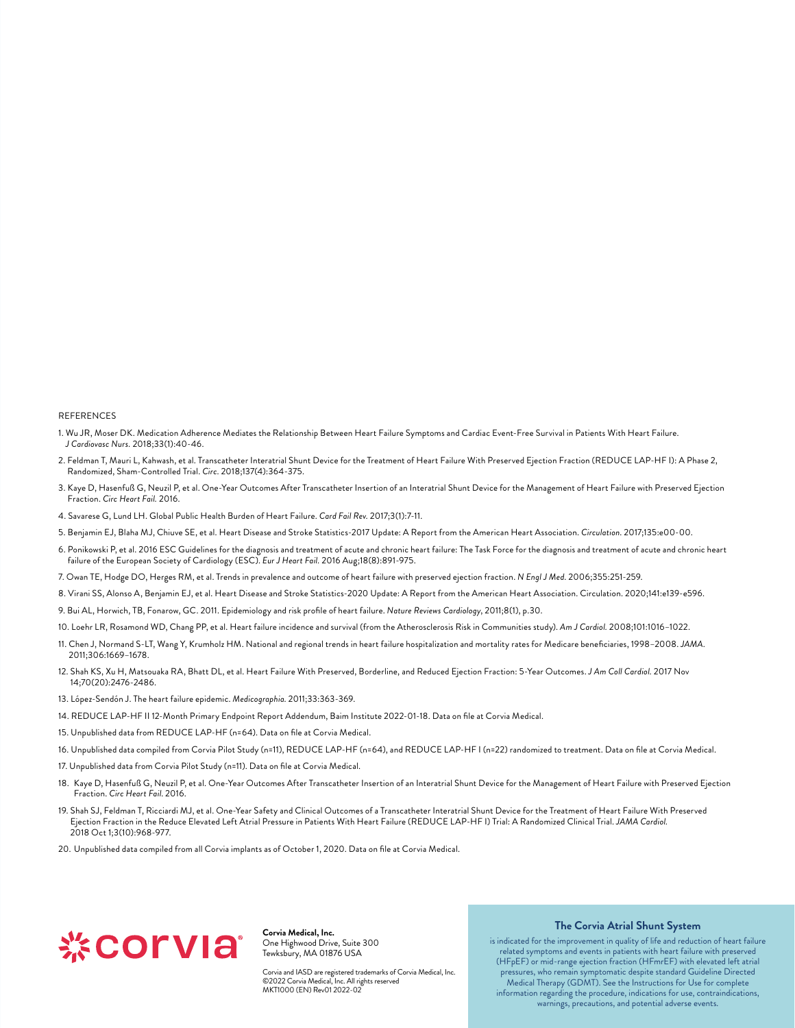REFERENCES

1. Wu JR, Moser DK. Medication Adherence Mediates the Relationship Between Heart Failure Symptoms and Cardiac Event-Free Survival in Patients With Heart Failure. *J Cardiovasc Nurs.* 2018;33(1):40-46.
2. Feldman T, Mauri L, Kahwash, et al. Transcatheter Interatrial Shunt Device for the Treatment of Heart Failure With Preserved Ejection Fraction (REDUCE LAP-HF I): A Phase 2, Randomized, Sham-Controlled Trial. *Circ.* 2018;137(4):364-375.
3. Kaye D, Hasenfuß G, Neuzil P, et al. One-Year Outcomes After Transcatheter Insertion of an Interatrial Shunt Device for the Management of Heart Failure with Preserved Ejection Fraction. *Circ Heart Fail.* 2016.
4. Savarese G, Lund LH. Global Public Health Burden of Heart Failure. *Card Fail Rev.* 2017;3(1):7-11.
5. Benjamin EJ, Blaha MJ, Chiuve SE, et al. Heart Disease and Stroke Statistics-2017 Update: A Report from the American Heart Association. *Circulation.* 2017;135:e00-00.
6. Ponikowski P, et al. 2016 ESC Guidelines for the diagnosis and treatment of acute and chronic heart failure: The Task Force for the diagnosis and treatment of acute and chronic heart failure of the European Society of Cardiology (ESC). *Eur J Heart Fail.* 2016 Aug;18(8):891-975.
7. Owan TE, Hodge DO, Herges RM, et al. Trends in prevalence and outcome of heart failure with preserved ejection fraction. *N Engl J Med.* 2006;355:251-259.
8. Virani SS, Alonso A, Benjamin EJ, et al. Heart Disease and Stroke Statistics-2020 Update: A Report from the American Heart Association. Circulation. 2020;141:e139-e596.
9. Bui AL, Horwich, TB, Fonarow, GC. 2011. Epidemiology and risk profile of heart failure. *Nature Reviews Cardiology*, 2011;8(1), p.30.
10. Loehr LR, Rosamond WD, Chang PP, et al. Heart failure incidence and survival (from the Atherosclerosis Risk in Communities study). *Am J Cardiol.* 2008;101:1016–1022.
11. Chen J, Normand S-LT, Wang Y, Krumholz HM. National and regional trends in heart failure hospitalization and mortality rates for Medicare beneficiaries, 1998–2008. *JAMA.* 2011;306:1669–1678.
12. Shah KS, Xu H, Matsouaka RA, Bhatt DL, et al. Heart Failure With Preserved, Borderline, and Reduced Ejection Fraction: 5-Year Outcomes. *J Am Coll Cardiol.* 2017 Nov 14;70(20):2476-2486.
13. López-Sendón J. The heart failure epidemic. *Medicographia.* 2011;33:363-369.
14. REDUCE LAP-HF II 12-Month Primary Endpoint Report Addendum, Baim Institute 2022-01-18. Data on file at Corvia Medical.
15. Unpublished data from REDUCE LAP-HF (n=64). Data on file at Corvia Medical.
16. Unpublished data compiled from Corvia Pilot Study (n=11), REDUCE LAP-HF (n=64), and REDUCE LAP-HF I (n=22) randomized to treatment. Data on file at Corvia Medical.
17. Unpublished data from Corvia Pilot Study (n=11). Data on file at Corvia Medical.
18. Kaye D, Hasenfuß G, Neuzil P, et al. One-Year Outcomes After Transcatheter Insertion of an Interatrial Shunt Device for the Management of Heart Failure with Preserved Ejection Fraction. *Circ Heart Fail.* 2016.
19. Shah SJ, Feldman T, Ricciardi MJ, et al. One-Year Safety and Clinical Outcomes of a Transcatheter Interatrial Shunt Device for the Treatment of Heart Failure With Preserved Ejection Fraction in the Reduce Elevated Left Atrial Pressure in Patients With Heart Failure (REDUCE LAP-HF I) Trial: A Randomized Clinical Trial. *JAMA Cardiol.* 2018 Oct 1;3(10):968-977.
20. Unpublished data compiled from all Corvia implants as of October 1, 2020. Data on file at Corvia Medical.

corvia®

**Corvia Medical, Inc.**
One Highwood Drive, Suite 300
Tewksbury, MA 01876 USA

Corvia and IASD are registered trademarks of Corvia Medical, Inc.
©2022 Corvia Medical, Inc. All rights reserved
MKT1000 (EN) Rev01 2022-02

**The Corvia Atrial Shunt System**

is indicated for the improvement in quality of life and reduction of heart failure related symptoms and events in patients with heart failure with preserved (HFpEF) or mid-range ejection fraction (HFmrEF) with elevated left atrial pressures, who remain symptomatic despite standard Guideline Directed Medical Therapy (GDMT). See the Instructions for Use for complete information regarding the procedure, indications for use, contraindications, warnings, precautions, and potential adverse events.